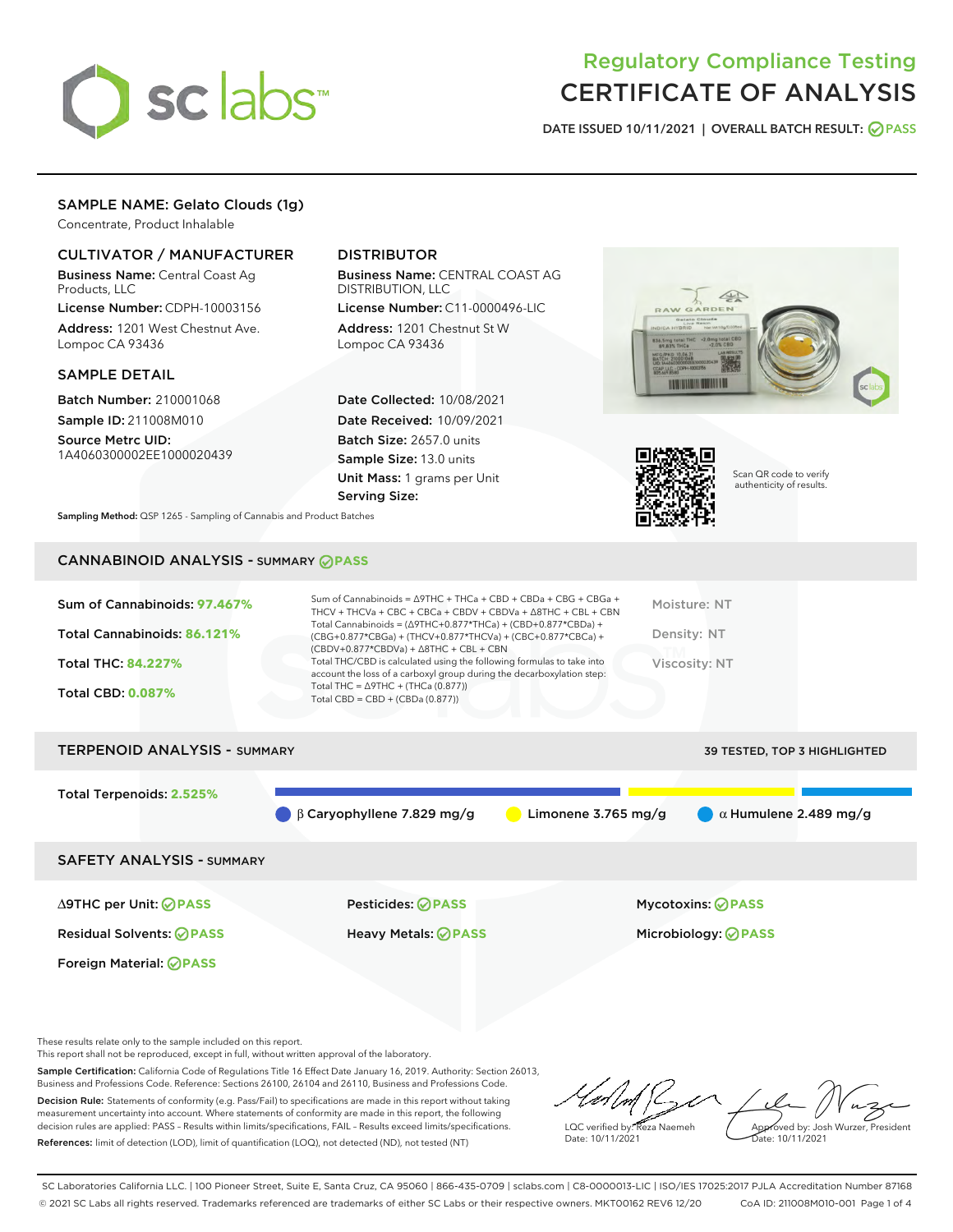# Regulatory Compliance Testing
# CERTIFICATE OF ANALYSIS

DATE ISSUED 10/11/2021 | OVERALL BATCH RESULT: PASS

## SAMPLE NAME: Gelato Clouds (1g)

Concentrate, Product Inhalable

### CULTIVATOR / MANUFACTURER

**Business Name:** Central Coast Ag Products, LLC
**License Number:** CDPH-10003156
**Address:** 1201 West Chestnut Ave. Lompoc CA 93436

### DISTRIBUTOR

**Business Name:** CENTRAL COAST AG DISTRIBUTION, LLC
**License Number:** C11-0000496-LIC
**Address:** 1201 Chestnut St W Lompoc CA 93436

### SAMPLE DETAIL

**Batch Number:** 210001068
**Sample ID:** 211008M010
**Source Metrc UID:** 1A4060300002EE1000020439

**Date Collected:** 10/08/2021
**Date Received:** 10/09/2021
**Batch Size:** 2657.0 units
**Sample Size:** 13.0 units
**Unit Mass:** 1 grams per Unit
**Serving Size:**

**Sampling Method:** QSP 1265 - Sampling of Cannabis and Product Batches

Scan QR code to verify authenticity of results.

## CANNABINOID ANALYSIS - SUMMARY PASS

Sum of Cannabinoids: **97.467%**
Total Cannabinoids: **86.121%**
Total THC: **84.227%**
Total CBD: **0.087%**

Sum of Cannabinoids = Δ9THC + THCa + CBD + CBDa + CBG + CBGa + THCV + THCVa + CBC + CBCa + CBDV + CBDVa + Δ8THC + CBL + CBN
Total Cannabinoids = (Δ9THC+0.877*THCa) + (CBD+0.877*CBDa) + (CBG+0.877*CBGa) + (THCV+0.877*THCVa) + (CBC+0.877*CBCa) + (CBDV+0.877*CBDVa) + Δ8THC + CBL + CBN
Total THC/CBD is calculated using the following formulas to take into account the loss of a carboxyl group during the decarboxylation step:
Total THC = Δ9THC + (THCa (0.877))
Total CBD = CBD + (CBDa (0.877))

Moisture: NT
Density: NT
Viscosity: NT

## TERPENOID ANALYSIS - SUMMARY

39 TESTED, TOP 3 HIGHLIGHTED

Total Terpenoids: **2.525%**

β Caryophyllene 7.829 mg/g
Limonene 3.765 mg/g
α Humulene 2.489 mg/g

## SAFETY ANALYSIS - SUMMARY

| | | |
|---|---|---|
| Δ9THC per Unit: PASS | Pesticides: PASS | Mycotoxins: PASS |
| Residual Solvents: PASS | Heavy Metals: PASS | Microbiology: PASS |
| Foreign Material: PASS | | |

These results relate only to the sample included on this report.
This report shall not be reproduced, except in full, without written approval of the laboratory.

**Sample Certification:** California Code of Regulations Title 16 Effect Date January 16, 2019. Authority: Section 26013, Business and Professions Code. Reference: Sections 26100, 26104 and 26110, Business and Professions Code.

**Decision Rule:** Statements of conformity (e.g. Pass/Fail) to specifications are made in this report without taking measurement uncertainty into account. Where statements of conformity are made in this report, the following decision rules are applied: PASS – Results within limits/specifications, FAIL – Results exceed limits/specifications.

**References:** limit of detection (LOD), limit of quantification (LOQ), not detected (ND), not tested (NT)

LQC verified by: Reza Naemeh
Date: 10/11/2021

Approved by: Josh Wurzer, President
Date: 10/11/2021

SC Laboratories California LLC. | 100 Pioneer Street, Suite E, Santa Cruz, CA 95060 | 866-435-0709 | sclabs.com | C8-0000013-LIC | ISO/IES 17025:2017 PJLA Accreditation Number 87168
© 2021 SC Labs all rights reserved. Trademarks referenced are trademarks of either SC Labs or their respective owners. MKT00162 REV6 12/20 CoA ID: 211008M010-001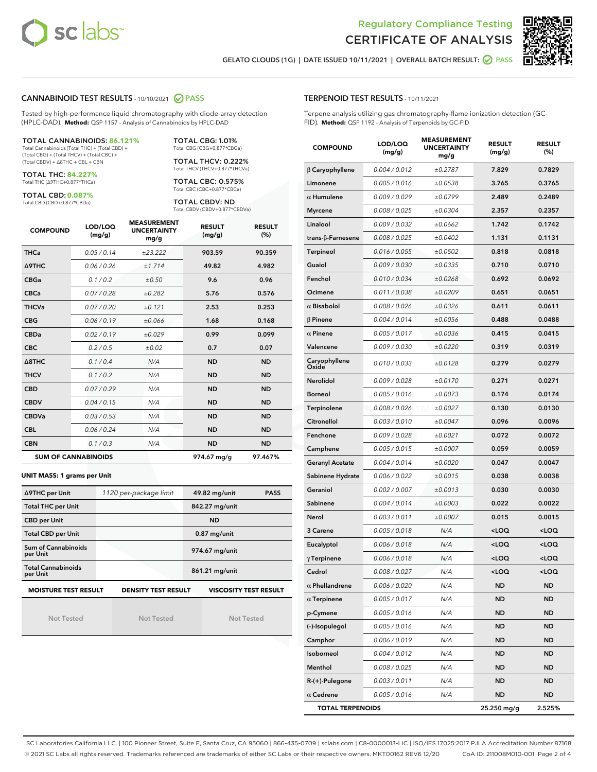# Regulatory Compliance Testing
# CERTIFICATE OF ANALYSIS

GELATO CLOUDS (1G) | DATE ISSUED 10/11/2021 | OVERALL BATCH RESULT: PASS

## CANNABINOID TEST RESULTS - 10/10/2021 PASS

Tested by high-performance liquid chromatography with diode-array detection (HPLC-DAD). **Method:** QSP 1157 - Analysis of Cannabinoids by HPLC-DAD

**TOTAL CANNABINOIDS: 86.121%**
Total Cannabinoids (Total THC) + (Total CBD) + (Total CBG) + (Total THCV) + (Total CBC) + (Total CBDV) + Δ8THC + CBL + CBN

**TOTAL THC: 84.227%**
Total THC (Δ9THC+0.877*THCa)

**TOTAL CBD: 0.087%**
Total CBD (CBD+0.877*CBDa)

**TOTAL CBG: 1.01%**
Total CBG (CBG+0.877*CBGa)

**TOTAL THCV: 0.222%**
Total THCV (THCV+0.877*THCVa)

**TOTAL CBC: 0.575%**
Total CBC (CBC+0.877*CBCa)

**TOTAL CBDV: ND**
Total CBDV (CBDV+0.877*CBDVa)

| COMPOUND | LOD/LOQ (mg/g) | MEASUREMENT UNCERTAINTY mg/g | RESULT (mg/g) | RESULT (%) |
|---|---|---|---|---|
| THCa | 0.05 / 0.14 | ±23.222 | 903.59 | 90.359 |
| Δ9THC | 0.06 / 0.26 | ±1.714 | 49.82 | 4.982 |
| CBGa | 0.1 / 0.2 | ±0.50 | 9.6 | 0.96 |
| CBCa | 0.07 / 0.28 | ±0.282 | 5.76 | 0.576 |
| THCVa | 0.07 / 0.20 | ±0.121 | 2.53 | 0.253 |
| CBG | 0.06 / 0.19 | ±0.066 | 1.68 | 0.168 |
| CBDa | 0.02 / 0.19 | ±0.029 | 0.99 | 0.099 |
| CBC | 0.2 / 0.5 | ±0.02 | 0.7 | 0.07 |
| Δ8THC | 0.1 / 0.4 | N/A | ND | ND |
| THCV | 0.1 / 0.2 | N/A | ND | ND |
| CBD | 0.07 / 0.29 | N/A | ND | ND |
| CBDV | 0.04 / 0.15 | N/A | ND | ND |
| CBDVa | 0.03 / 0.53 | N/A | ND | ND |
| CBL | 0.06 / 0.24 | N/A | ND | ND |
| CBN | 0.1 / 0.3 | N/A | ND | ND |
| **SUM OF CANNABINOIDS** | | | **974.67 mg/g** | **97.467%** |

**UNIT MASS: 1 grams per Unit**

| | | | |
|---|---|---|---|
| Δ9THC per Unit | 1120 per-package limit | 49.82 mg/unit | PASS |
| Total THC per Unit | | 842.27 mg/unit | |
| CBD per Unit | | ND | |
| Total CBD per Unit | | 0.87 mg/unit | |
| Sum of Cannabinoids per Unit | | 974.67 mg/unit | |
| Total Cannabinoids per Unit | | 861.21 mg/unit | |

| MOISTURE TEST RESULT | DENSITY TEST RESULT | VISCOSITY TEST RESULT |
|---|---|---|
| Not Tested | Not Tested | Not Tested |

## TERPENOID TEST RESULTS - 10/11/2021

Terpene analysis utilizing gas chromatography-flame ionization detection (GC-FID). **Method:** QSP 1192 - Analysis of Terpenoids by GC-FID

| COMPOUND | LOD/LOQ (mg/g) | MEASUREMENT UNCERTAINTY mg/g | RESULT (mg/g) | RESULT (%) |
|---|---|---|---|---|
| β Caryophyllene | 0.004 / 0.012 | ±0.2787 | 7.829 | 0.7829 |
| Limonene | 0.005 / 0.016 | ±0.0538 | 3.765 | 0.3765 |
| α Humulene | 0.009 / 0.029 | ±0.0799 | 2.489 | 0.2489 |
| Myrcene | 0.008 / 0.025 | ±0.0304 | 2.357 | 0.2357 |
| Linalool | 0.009 / 0.032 | ±0.0662 | 1.742 | 0.1742 |
| trans-β-Farnesene | 0.008 / 0.025 | ±0.0402 | 1.131 | 0.1131 |
| Terpineol | 0.016 / 0.055 | ±0.0502 | 0.818 | 0.0818 |
| Guaiol | 0.009 / 0.030 | ±0.0335 | 0.710 | 0.0710 |
| Fenchol | 0.010 / 0.034 | ±0.0268 | 0.692 | 0.0692 |
| Ocimene | 0.011 / 0.038 | ±0.0209 | 0.651 | 0.0651 |
| α Bisabolol | 0.008 / 0.026 | ±0.0326 | 0.611 | 0.0611 |
| β Pinene | 0.004 / 0.014 | ±0.0056 | 0.488 | 0.0488 |
| α Pinene | 0.005 / 0.017 | ±0.0036 | 0.415 | 0.0415 |
| Valencene | 0.009 / 0.030 | ±0.0220 | 0.319 | 0.0319 |
| Caryophyllene Oxide | 0.010 / 0.033 | ±0.0128 | 0.279 | 0.0279 |
| Nerolidol | 0.009 / 0.028 | ±0.0170 | 0.271 | 0.0271 |
| Borneol | 0.005 / 0.016 | ±0.0073 | 0.174 | 0.0174 |
| Terpinolene | 0.008 / 0.026 | ±0.0027 | 0.130 | 0.0130 |
| Citronellol | 0.003 / 0.010 | ±0.0047 | 0.096 | 0.0096 |
| Fenchone | 0.009 / 0.028 | ±0.0021 | 0.072 | 0.0072 |
| Camphene | 0.005 / 0.015 | ±0.0007 | 0.059 | 0.0059 |
| Geranyl Acetate | 0.004 / 0.014 | ±0.0020 | 0.047 | 0.0047 |
| Sabinene Hydrate | 0.006 / 0.022 | ±0.0015 | 0.038 | 0.0038 |
| Geraniol | 0.002 / 0.007 | ±0.0013 | 0.030 | 0.0030 |
| Sabinene | 0.004 / 0.014 | ±0.0003 | 0.022 | 0.0022 |
| Nerol | 0.003 / 0.011 | ±0.0007 | 0.015 | 0.0015 |
| 3 Carene | 0.005 / 0.018 | N/A | <LOQ | <LOQ |
| Eucalyptol | 0.006 / 0.018 | N/A | <LOQ | <LOQ |
| γ Terpinene | 0.006 / 0.018 | N/A | <LOQ | <LOQ |
| Cedrol | 0.008 / 0.027 | N/A | <LOQ | <LOQ |
| α Phellandrene | 0.006 / 0.020 | N/A | ND | ND |
| α Terpinene | 0.005 / 0.017 | N/A | ND | ND |
| p-Cymene | 0.005 / 0.016 | N/A | ND | ND |
| (-)-Isopulegol | 0.005 / 0.016 | N/A | ND | ND |
| Camphor | 0.006 / 0.019 | N/A | ND | ND |
| Isoborneol | 0.004 / 0.012 | N/A | ND | ND |
| Menthol | 0.008 / 0.025 | N/A | ND | ND |
| R-(+)-Pulegone | 0.003 / 0.011 | N/A | ND | ND |
| α Cedrene | 0.005 / 0.016 | N/A | ND | ND |
| **TOTAL TERPENOIDS** | | | **25.250 mg/g** | **2.525%** |

SC Laboratories California LLC. | 100 Pioneer Street, Suite E, Santa Cruz, CA 95060 | 866-435-0709 | sclabs.com | C8-0000013-LIC | ISO/IES 17025:2017 PJLA Accreditation Number 87168
© 2021 SC Labs all rights reserved. Trademarks referenced are trademarks of either SC Labs or their respective owners. MKT00162 REV6 12/20 CoA ID: 211008M010-001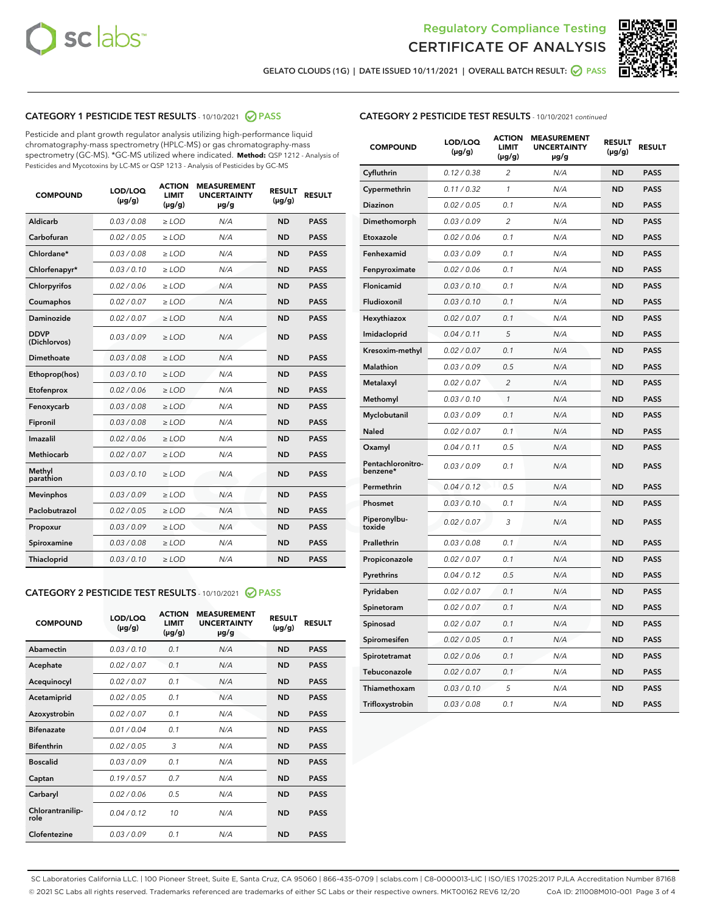Regulatory Compliance Testing
CERTIFICATE OF ANALYSIS

GELATO CLOUDS (1G) | DATE ISSUED 10/11/2021 | OVERALL BATCH RESULT: PASS

## CATEGORY 1 PESTICIDE TEST RESULTS - 10/10/2021 PASS

Pesticide and plant growth regulator analysis utilizing high-performance liquid chromatography-mass spectrometry (HPLC-MS) or gas chromatography-mass spectrometry (GC-MS). *GC-MS utilized where indicated. **Method:** QSP 1212 - Analysis of Pesticides and Mycotoxins by LC-MS or QSP 1213 - Analysis of Pesticides by GC-MS

| COMPOUND | LOD/LOQ (µg/g) | ACTION LIMIT (µg/g) | MEASUREMENT UNCERTAINTY µg/g | RESULT (µg/g) | RESULT |
|---|---|---|---|---|---|
| Aldicarb | 0.03 / 0.08 | ≥ LOD | N/A | ND | PASS |
| Carbofuran | 0.02 / 0.05 | ≥ LOD | N/A | ND | PASS |
| Chlordane* | 0.03 / 0.08 | ≥ LOD | N/A | ND | PASS |
| Chlorfenapyr* | 0.03 / 0.10 | ≥ LOD | N/A | ND | PASS |
| Chlorpyrifos | 0.02 / 0.06 | ≥ LOD | N/A | ND | PASS |
| Coumaphos | 0.02 / 0.07 | ≥ LOD | N/A | ND | PASS |
| Daminozide | 0.02 / 0.07 | ≥ LOD | N/A | ND | PASS |
| DDVP (Dichlorvos) | 0.03 / 0.09 | ≥ LOD | N/A | ND | PASS |
| Dimethoate | 0.03 / 0.08 | ≥ LOD | N/A | ND | PASS |
| Ethoprop(hos) | 0.03 / 0.10 | ≥ LOD | N/A | ND | PASS |
| Etofenprox | 0.02 / 0.06 | ≥ LOD | N/A | ND | PASS |
| Fenoxycarb | 0.03 / 0.08 | ≥ LOD | N/A | ND | PASS |
| Fipronil | 0.03 / 0.08 | ≥ LOD | N/A | ND | PASS |
| Imazalil | 0.02 / 0.06 | ≥ LOD | N/A | ND | PASS |
| Methiocarb | 0.02 / 0.07 | ≥ LOD | N/A | ND | PASS |
| Methyl parathion | 0.03 / 0.10 | ≥ LOD | N/A | ND | PASS |
| Mevinphos | 0.03 / 0.09 | ≥ LOD | N/A | ND | PASS |
| Paclobutrazol | 0.02 / 0.05 | ≥ LOD | N/A | ND | PASS |
| Propoxur | 0.03 / 0.09 | ≥ LOD | N/A | ND | PASS |
| Spiroxamine | 0.03 / 0.08 | ≥ LOD | N/A | ND | PASS |
| Thiacloprid | 0.03 / 0.10 | ≥ LOD | N/A | ND | PASS |

## CATEGORY 2 PESTICIDE TEST RESULTS - 10/10/2021 PASS

| COMPOUND | LOD/LOQ (µg/g) | ACTION LIMIT (µg/g) | MEASUREMENT UNCERTAINTY µg/g | RESULT (µg/g) | RESULT |
|---|---|---|---|---|---|
| Abamectin | 0.03 / 0.10 | 0.1 | N/A | ND | PASS |
| Acephate | 0.02 / 0.07 | 0.1 | N/A | ND | PASS |
| Acequinocyl | 0.02 / 0.07 | 0.1 | N/A | ND | PASS |
| Acetamiprid | 0.02 / 0.05 | 0.1 | N/A | ND | PASS |
| Azoxystrobin | 0.02 / 0.07 | 0.1 | N/A | ND | PASS |
| Bifenazate | 0.01 / 0.04 | 0.1 | N/A | ND | PASS |
| Bifenthrin | 0.02 / 0.05 | 3 | N/A | ND | PASS |
| Boscalid | 0.03 / 0.09 | 0.1 | N/A | ND | PASS |
| Captan | 0.19 / 0.57 | 0.7 | N/A | ND | PASS |
| Carbaryl | 0.02 / 0.06 | 0.5 | N/A | ND | PASS |
| Chlorantraniliprole | 0.04 / 0.12 | 10 | N/A | ND | PASS |
| Clofentezine | 0.03 / 0.09 | 0.1 | N/A | ND | PASS |
| Cyfluthrin | 0.12 / 0.38 | 2 | N/A | ND | PASS |
| Cypermethrin | 0.11 / 0.32 | 1 | N/A | ND | PASS |
| Diazinon | 0.02 / 0.05 | 0.1 | N/A | ND | PASS |
| Dimethomorph | 0.03 / 0.09 | 2 | N/A | ND | PASS |
| Etoxazole | 0.02 / 0.06 | 0.1 | N/A | ND | PASS |
| Fenhexamid | 0.03 / 0.09 | 0.1 | N/A | ND | PASS |
| Fenpyroximate | 0.02 / 0.06 | 0.1 | N/A | ND | PASS |
| Flonicamid | 0.03 / 0.10 | 0.1 | N/A | ND | PASS |
| Fludioxonil | 0.03 / 0.10 | 0.1 | N/A | ND | PASS |
| Hexythiazox | 0.02 / 0.07 | 0.1 | N/A | ND | PASS |
| Imidacloprid | 0.04 / 0.11 | 5 | N/A | ND | PASS |
| Kresoxim-methyl | 0.02 / 0.07 | 0.1 | N/A | ND | PASS |
| Malathion | 0.03 / 0.09 | 0.5 | N/A | ND | PASS |
| Metalaxyl | 0.02 / 0.07 | 2 | N/A | ND | PASS |
| Methomyl | 0.03 / 0.10 | 1 | N/A | ND | PASS |
| Myclobutanil | 0.03 / 0.09 | 0.1 | N/A | ND | PASS |
| Naled | 0.02 / 0.07 | 0.1 | N/A | ND | PASS |
| Oxamyl | 0.04 / 0.11 | 0.5 | N/A | ND | PASS |
| Pentachloronitrobenzene* | 0.03 / 0.09 | 0.1 | N/A | ND | PASS |
| Permethrin | 0.04 / 0.12 | 0.5 | N/A | ND | PASS |
| Phosmet | 0.03 / 0.10 | 0.1 | N/A | ND | PASS |
| Piperonylbutoxide | 0.02 / 0.07 | 3 | N/A | ND | PASS |
| Prallethrin | 0.03 / 0.08 | 0.1 | N/A | ND | PASS |
| Propiconazole | 0.02 / 0.07 | 0.1 | N/A | ND | PASS |
| Pyrethrins | 0.04 / 0.12 | 0.5 | N/A | ND | PASS |
| Pyridaben | 0.02 / 0.07 | 0.1 | N/A | ND | PASS |
| Spinetoram | 0.02 / 0.07 | 0.1 | N/A | ND | PASS |
| Spinosad | 0.02 / 0.07 | 0.1 | N/A | ND | PASS |
| Spiromesifen | 0.02 / 0.05 | 0.1 | N/A | ND | PASS |
| Spirotetramat | 0.02 / 0.06 | 0.1 | N/A | ND | PASS |
| Tebuconazole | 0.02 / 0.07 | 0.1 | N/A | ND | PASS |
| Thiamethoxam | 0.03 / 0.10 | 5 | N/A | ND | PASS |
| Trifloxystrobin | 0.03 / 0.08 | 0.1 | N/A | ND | PASS |

SC Laboratories California LLC. | 100 Pioneer Street, Suite E, Santa Cruz, CA 95060 | 866-435-0709 | sclabs.com | C8-0000013-LIC | ISO/IES 17025:2017 PJLA Accreditation Number 87168
© 2021 SC Labs all rights reserved. Trademarks referenced are trademarks of either SC Labs or their respective owners. MKT00162 REV6 12/20 CoA ID: 211008M010-001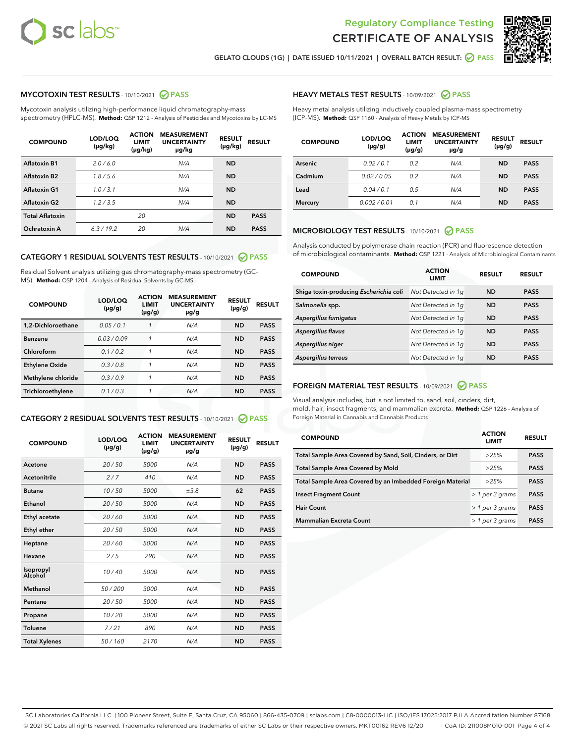Regulatory Compliance Testing
# CERTIFICATE OF ANALYSIS

GELATO CLOUDS (1G) | DATE ISSUED 10/11/2021 | OVERALL BATCH RESULT: PASS

## MYCOTOXIN TEST RESULTS - 10/10/2021 PASS

Mycotoxin analysis utilizing high-performance liquid chromatography-mass spectrometry (HPLC-MS). **Method:** QSP 1212 - Analysis of Pesticides and Mycotoxins by LC-MS

| COMPOUND | LOD/LOQ (µg/kg) | ACTION LIMIT (µg/kg) | MEASUREMENT UNCERTAINTY µg/kg | RESULT (µg/kg) | RESULT |
|---|---|---|---|---|---|
| Aflatoxin B1 | 2.0 / 6.0 | | N/A | ND | |
| Aflatoxin B2 | 1.8 / 5.6 | | N/A | ND | |
| Aflatoxin G1 | 1.0 / 3.1 | | N/A | ND | |
| Aflatoxin G2 | 1.2 / 3.5 | | N/A | ND | |
| Total Aflatoxin | | 20 | | ND | PASS |
| Ochratoxin A | 6.3 / 19.2 | 20 | N/A | ND | PASS |

## CATEGORY 1 RESIDUAL SOLVENTS TEST RESULTS - 10/10/2021 PASS

Residual Solvent analysis utilizing gas chromatography-mass spectrometry (GC-MS). **Method:** QSP 1204 - Analysis of Residual Solvents by GC-MS

| COMPOUND | LOD/LOQ (µg/g) | ACTION LIMIT (µg/g) | MEASUREMENT UNCERTAINTY µg/g | RESULT (µg/g) | RESULT |
|---|---|---|---|---|---|
| 1,2-Dichloroethane | 0.05 / 0.1 | 1 | N/A | ND | PASS |
| Benzene | 0.03 / 0.09 | 1 | N/A | ND | PASS |
| Chloroform | 0.1 / 0.2 | 1 | N/A | ND | PASS |
| Ethylene Oxide | 0.3 / 0.8 | 1 | N/A | ND | PASS |
| Methylene chloride | 0.3 / 0.9 | 1 | N/A | ND | PASS |
| Trichloroethylene | 0.1 / 0.3 | 1 | N/A | ND | PASS |

## CATEGORY 2 RESIDUAL SOLVENTS TEST RESULTS - 10/10/2021 PASS

| COMPOUND | LOD/LOQ (µg/g) | ACTION LIMIT (µg/g) | MEASUREMENT UNCERTAINTY µg/g | RESULT (µg/g) | RESULT |
|---|---|---|---|---|---|
| Acetone | 20 / 50 | 5000 | N/A | ND | PASS |
| Acetonitrile | 2 / 7 | 410 | N/A | ND | PASS |
| Butane | 10 / 50 | 5000 | ±3.8 | 62 | PASS |
| Ethanol | 20 / 50 | 5000 | N/A | ND | PASS |
| Ethyl acetate | 20 / 60 | 5000 | N/A | ND | PASS |
| Ethyl ether | 20 / 50 | 5000 | N/A | ND | PASS |
| Heptane | 20 / 60 | 5000 | N/A | ND | PASS |
| Hexane | 2 / 5 | 290 | N/A | ND | PASS |
| Isopropyl Alcohol | 10 / 40 | 5000 | N/A | ND | PASS |
| Methanol | 50 / 200 | 3000 | N/A | ND | PASS |
| Pentane | 20 / 50 | 5000 | N/A | ND | PASS |
| Propane | 10 / 20 | 5000 | N/A | ND | PASS |
| Toluene | 7 / 21 | 890 | N/A | ND | PASS |
| Total Xylenes | 50 / 160 | 2170 | N/A | ND | PASS |

## HEAVY METALS TEST RESULTS - 10/09/2021 PASS

Heavy metal analysis utilizing inductively coupled plasma-mass spectrometry (ICP-MS). **Method:** QSP 1160 - Analysis of Heavy Metals by ICP-MS

| COMPOUND | LOD/LOQ (µg/g) | ACTION LIMIT (µg/g) | MEASUREMENT UNCERTAINTY µg/g | RESULT (µg/g) | RESULT |
|---|---|---|---|---|---|
| Arsenic | 0.02 / 0.1 | 0.2 | N/A | ND | PASS |
| Cadmium | 0.02 / 0.05 | 0.2 | N/A | ND | PASS |
| Lead | 0.04 / 0.1 | 0.5 | N/A | ND | PASS |
| Mercury | 0.002 / 0.01 | 0.1 | N/A | ND | PASS |

## MICROBIOLOGY TEST RESULTS - 10/10/2021 PASS

Analysis conducted by polymerase chain reaction (PCR) and fluorescence detection of microbiological contaminants. **Method:** QSP 1221 - Analysis of Microbiological Contaminants

| COMPOUND | ACTION LIMIT | RESULT | RESULT |
|---|---|---|---|
| Shiga toxin-producing *Escherichia coli* | Not Detected in 1g | ND | PASS |
| *Salmonella* spp. | Not Detected in 1g | ND | PASS |
| *Aspergillus fumigatus* | Not Detected in 1g | ND | PASS |
| *Aspergillus flavus* | Not Detected in 1g | ND | PASS |
| *Aspergillus niger* | Not Detected in 1g | ND | PASS |
| *Aspergillus terreus* | Not Detected in 1g | ND | PASS |

## FOREIGN MATERIAL TEST RESULTS - 10/09/2021 PASS

Visual analysis includes, but is not limited to, sand, soil, cinders, dirt, mold, hair, insect fragments, and mammalian excreta. **Method:** QSP 1226 - Analysis of Foreign Material in Cannabis and Cannabis Products

| COMPOUND | ACTION LIMIT | RESULT |
|---|---|---|
| Total Sample Area Covered by Sand, Soil, Cinders, or Dirt | >25% | PASS |
| Total Sample Area Covered by Mold | >25% | PASS |
| Total Sample Area Covered by an Imbedded Foreign Material | >25% | PASS |
| Insect Fragment Count | > 1 per 3 grams | PASS |
| Hair Count | > 1 per 3 grams | PASS |
| Mammalian Excreta Count | > 1 per 3 grams | PASS |

SC Laboratories California LLC. | 100 Pioneer Street, Suite E, Santa Cruz, CA 95060 | 866-435-0709 | sclabs.com | C8-0000013-LIC | ISO/IES 17025:2017 PJLA Accreditation Number 87168
© 2021 SC Labs all rights reserved. Trademarks referenced are trademarks of either SC Labs or their respective owners. MKT00162 REV6 12/20 CoA ID: 211008M010-001